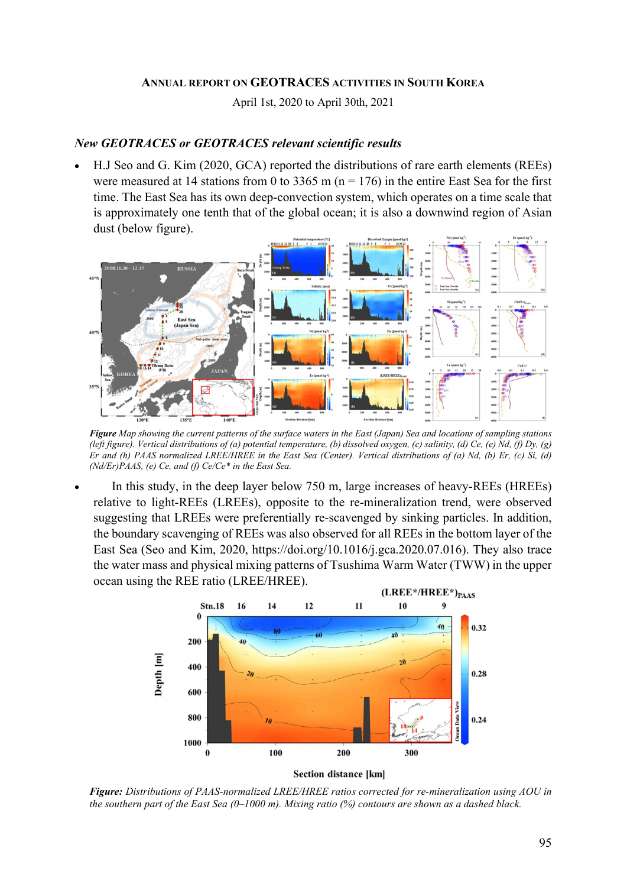# Annual report on GEOTRACES activities in South Korea

April 1st, 2020 to April 30th, 2021

### *New GEOTRACES or GEOTRACES relevant scientific results*

- H.J Seo and G. Kim (2020, GCA) reported the distributions of rare earth elements (REEs) were measured at 14 stations from 0 to 3365 m (n = 176) in the entire East Sea for the first time. The East Sea has its own deep-convection system, which operates on a time scale that is approximately one tenth that of the global ocean; it is also a downwind region of Asian dust (below figure).

***Figure*** *Map showing the current patterns of the surface waters in the East (Japan) Sea and locations of sampling stations (left figure). Vertical distributions of (a) potential temperature, (b) dissolved oxygen, (c) salinity, (d) Ce, (e) Nd, (f) Dy, (g) Er and (h) PAAS normalized LREE/HREE in the East Sea (Center). Vertical distributions of (a) Nd, (b) Er, (c) Si, (d) (Nd/Er)PAAS, (e) Ce, and (f) Ce/Ce\* in the East Sea.*

- In this study, in the deep layer below 750 m, large increases of heavy-REEs (HREEs) relative to light-REEs (LREEs), opposite to the re-mineralization trend, were observed suggesting that LREEs were preferentially re-scavenged by sinking particles. In addition, the boundary scavenging of REEs was also observed for all REEs in the bottom layer of the East Sea (Seo and Kim, 2020, https://doi.org/10.1016/j.gca.2020.07.016). They also trace the water mass and physical mixing patterns of Tsushima Warm Water (TWW) in the upper ocean using the REE ratio (LREE/HREE).

***Figure:*** *Distributions of PAAS-normalized LREE/HREE ratios corrected for re-mineralization using AOU in the southern part of the East Sea (0–1000 m). Mixing ratio (%) contours are shown as a dashed black.*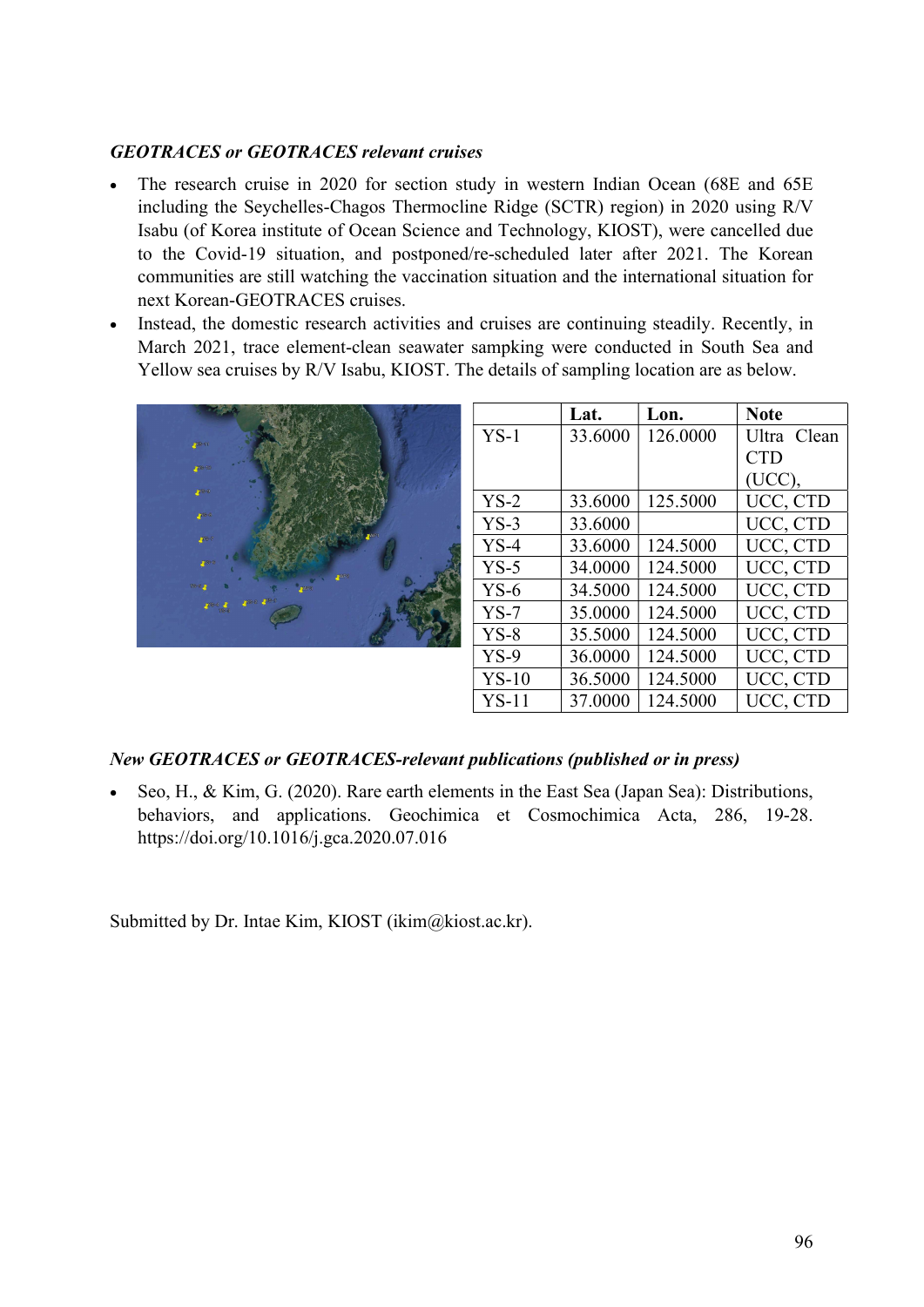***GEOTRACES or GEOTRACES relevant cruises***

- The research cruise in 2020 for section study in western Indian Ocean (68E and 65E including the Seychelles-Chagos Thermocline Ridge (SCTR) region) in 2020 using R/V Isabu (of Korea institute of Ocean Science and Technology, KIOST), were cancelled due to the Covid-19 situation, and postponed/re-scheduled later after 2021. The Korean communities are still watching the vaccination situation and the international situation for next Korean-GEOTRACES cruises.
- Instead, the domestic research activities and cruises are continuing steadily. Recently, in March 2021, trace element-clean seawater sampking were conducted in South Sea and Yellow sea cruises by R/V Isabu, KIOST. The details of sampling location are as below.

| | Lat. | Lon. | Note |
|---|---|---|---|
| YS-1 | 33.6000 | 126.0000 | Ultra Clean CTD (UCC), |
| YS-2 | 33.6000 | 125.5000 | UCC, CTD |
| YS-3 | 33.6000 | | UCC, CTD |
| YS-4 | 33.6000 | 124.5000 | UCC, CTD |
| YS-5 | 34.0000 | 124.5000 | UCC, CTD |
| YS-6 | 34.5000 | 124.5000 | UCC, CTD |
| YS-7 | 35.0000 | 124.5000 | UCC, CTD |
| YS-8 | 35.5000 | 124.5000 | UCC, CTD |
| YS-9 | 36.0000 | 124.5000 | UCC, CTD |
| YS-10 | 36.5000 | 124.5000 | UCC, CTD |
| YS-11 | 37.0000 | 124.5000 | UCC, CTD |

***New GEOTRACES or GEOTRACES-relevant publications (published or in press)***

- Seo, H., & Kim, G. (2020). Rare earth elements in the East Sea (Japan Sea): Distributions, behaviors, and applications. Geochimica et Cosmochimica Acta, 286, 19-28. https://doi.org/10.1016/j.gca.2020.07.016

Submitted by Dr. Intae Kim, KIOST (ikim@kiost.ac.kr).